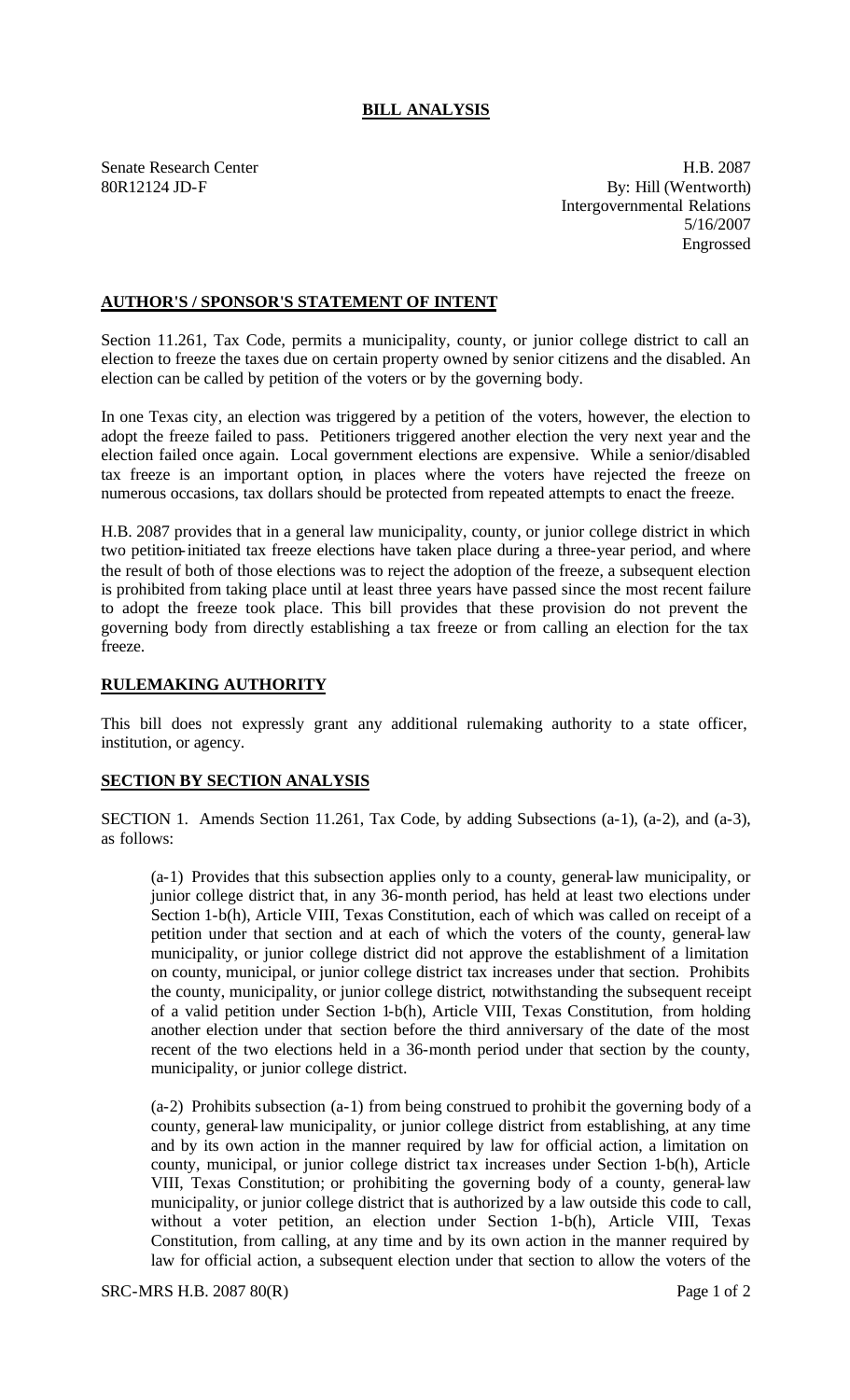# BILL ANALYSIS

Senate Research Center
80R12124 JD-F

H.B. 2087
By: Hill (Wentworth)
Intergovernmental Relations
5/16/2007
Engrossed

## AUTHOR'S / SPONSOR'S STATEMENT OF INTENT

Section 11.261, Tax Code, permits a municipality, county, or junior college district to call an election to freeze the taxes due on certain property owned by senior citizens and the disabled. An election can be called by petition of the voters or by the governing body.

In one Texas city, an election was triggered by a petition of the voters, however, the election to adopt the freeze failed to pass. Petitioners triggered another election the very next year and the election failed once again. Local government elections are expensive. While a senior/disabled tax freeze is an important option, in places where the voters have rejected the freeze on numerous occasions, tax dollars should be protected from repeated attempts to enact the freeze.

H.B. 2087 provides that in a general law municipality, county, or junior college district in which two petition-initiated tax freeze elections have taken place during a three-year period, and where the result of both of those elections was to reject the adoption of the freeze, a subsequent election is prohibited from taking place until at least three years have passed since the most recent failure to adopt the freeze took place. This bill provides that these provision do not prevent the governing body from directly establishing a tax freeze or from calling an election for the tax freeze.

## RULEMAKING AUTHORITY

This bill does not expressly grant any additional rulemaking authority to a state officer, institution, or agency.

## SECTION BY SECTION ANALYSIS

SECTION 1. Amends Section 11.261, Tax Code, by adding Subsections (a-1), (a-2), and (a-3), as follows:

(a-1) Provides that this subsection applies only to a county, general-law municipality, or junior college district that, in any 36-month period, has held at least two elections under Section 1-b(h), Article VIII, Texas Constitution, each of which was called on receipt of a petition under that section and at each of which the voters of the county, general-law municipality, or junior college district did not approve the establishment of a limitation on county, municipal, or junior college district tax increases under that section. Prohibits the county, municipality, or junior college district, notwithstanding the subsequent receipt of a valid petition under Section 1-b(h), Article VIII, Texas Constitution, from holding another election under that section before the third anniversary of the date of the most recent of the two elections held in a 36-month period under that section by the county, municipality, or junior college district.

(a-2) Prohibits subsection (a-1) from being construed to prohibit the governing body of a county, general-law municipality, or junior college district from establishing, at any time and by its own action in the manner required by law for official action, a limitation on county, municipal, or junior college district tax increases under Section 1-b(h), Article VIII, Texas Constitution; or prohibiting the governing body of a county, general-law municipality, or junior college district that is authorized by a law outside this code to call, without a voter petition, an election under Section 1-b(h), Article VIII, Texas Constitution, from calling, at any time and by its own action in the manner required by law for official action, a subsequent election under that section to allow the voters of the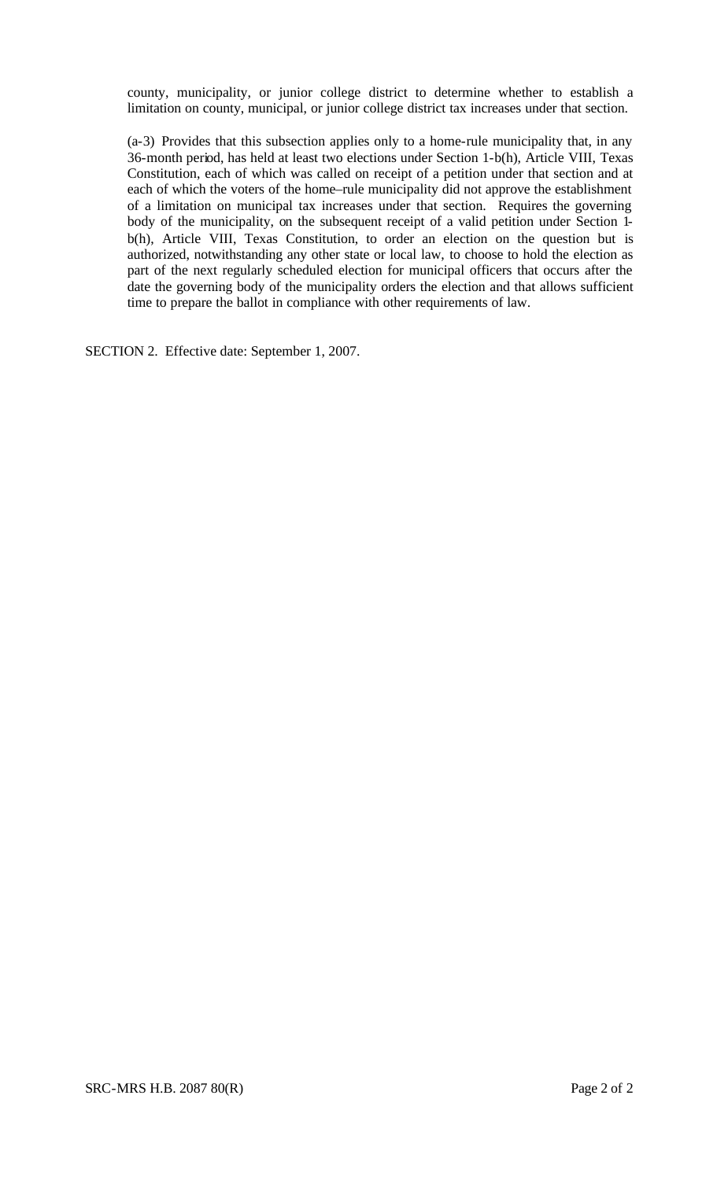county, municipality, or junior college district to determine whether to establish a limitation on county, municipal, or junior college district tax increases under that section.

(a-3) Provides that this subsection applies only to a home-rule municipality that, in any 36-month period, has held at least two elections under Section 1-b(h), Article VIII, Texas Constitution, each of which was called on receipt of a petition under that section and at each of which the voters of the home–rule municipality did not approve the establishment of a limitation on municipal tax increases under that section. Requires the governing body of the municipality, on the subsequent receipt of a valid petition under Section 1-b(h), Article VIII, Texas Constitution, to order an election on the question but is authorized, notwithstanding any other state or local law, to choose to hold the election as part of the next regularly scheduled election for municipal officers that occurs after the date the governing body of the municipality orders the election and that allows sufficient time to prepare the ballot in compliance with other requirements of law.

SECTION 2. Effective date: September 1, 2007.